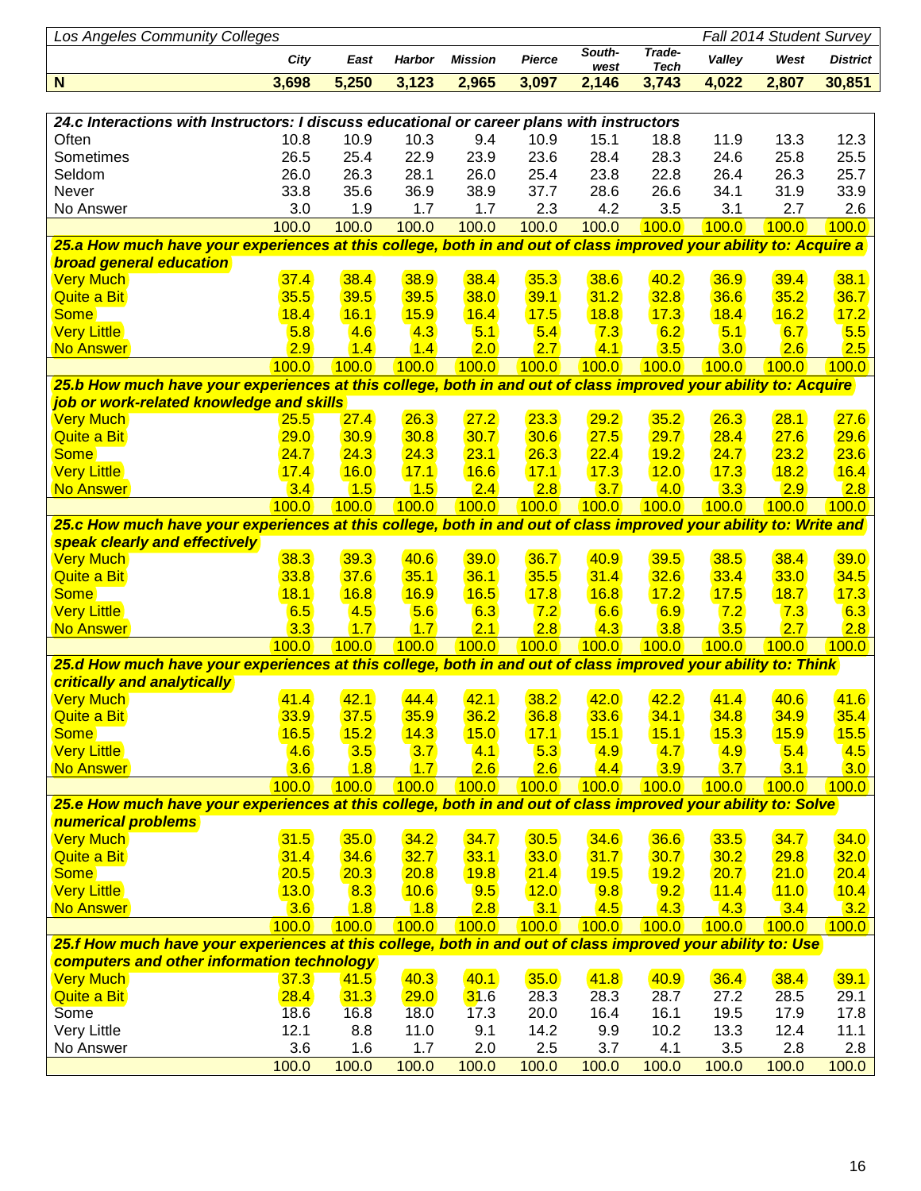| Los Angeles Community Colleges | | | | | | | | | | Fall 2014 Student Survey |
|---|---|---|---|---|---|---|---|---|---|---|
| | City | East | Harbor | Mission | Pierce | South-west | Trade-Tech | Valley | West | District |
| N | 3,698 | 5,250 | 3,123 | 2,965 | 3,097 | 2,146 | 3,743 | 4,022 | 2,807 | 30,851 |

| | City | East | Harbor | Mission | Pierce | South-west | Trade-Tech | Valley | West | District |
|---|---|---|---|---|---|---|---|---|---|---|
| ***24.c Interactions with Instructors: I discuss educational or career plans with instructors*** | | | | | | | | | | |
| Often | 10.8 | 10.9 | 10.3 | 9.4 | 10.9 | 15.1 | 18.8 | 11.9 | 13.3 | 12.3 |
| Sometimes | 26.5 | 25.4 | 22.9 | 23.9 | 23.6 | 28.4 | 28.3 | 24.6 | 25.8 | 25.5 |
| Seldom | 26.0 | 26.3 | 28.1 | 26.0 | 25.4 | 23.8 | 22.8 | 26.4 | 26.3 | 25.7 |
| Never | 33.8 | 35.6 | 36.9 | 38.9 | 37.7 | 28.6 | 26.6 | 34.1 | 31.9 | 33.9 |
| No Answer | 3.0 | 1.9 | 1.7 | 1.7 | 2.3 | 4.2 | 3.5 | 3.1 | 2.7 | 2.6 |
| | 100.0 | 100.0 | 100.0 | 100.0 | 100.0 | 100.0 | 100.0 | 100.0 | 100.0 | 100.0 |
| ***25.a How much have your experiences at this college, both in and out of class improved your ability to: Acquire a broad general education*** | | | | | | | | | | |
| Very Much | 37.4 | 38.4 | 38.9 | 38.4 | 35.3 | 38.6 | 40.2 | 36.9 | 39.4 | 38.1 |
| Quite a Bit | 35.5 | 39.5 | 39.5 | 38.0 | 39.1 | 31.2 | 32.8 | 36.6 | 35.2 | 36.7 |
| Some | 18.4 | 16.1 | 15.9 | 16.4 | 17.5 | 18.8 | 17.3 | 18.4 | 16.2 | 17.2 |
| Very Little | 5.8 | 4.6 | 4.3 | 5.1 | 5.4 | 7.3 | 6.2 | 5.1 | 6.7 | 5.5 |
| No Answer | 2.9 | 1.4 | 1.4 | 2.0 | 2.7 | 4.1 | 3.5 | 3.0 | 2.6 | 2.5 |
| | 100.0 | 100.0 | 100.0 | 100.0 | 100.0 | 100.0 | 100.0 | 100.0 | 100.0 | 100.0 |
| ***25.b How much have your experiences at this college, both in and out of class improved your ability to: Acquire job or work-related knowledge and skills*** | | | | | | | | | | |
| Very Much | 25.5 | 27.4 | 26.3 | 27.2 | 23.3 | 29.2 | 35.2 | 26.3 | 28.1 | 27.6 |
| Quite a Bit | 29.0 | 30.9 | 30.8 | 30.7 | 30.6 | 27.5 | 29.7 | 28.4 | 27.6 | 29.6 |
| Some | 24.7 | 24.3 | 24.3 | 23.1 | 26.3 | 22.4 | 19.2 | 24.7 | 23.2 | 23.6 |
| Very Little | 17.4 | 16.0 | 17.1 | 16.6 | 17.1 | 17.3 | 12.0 | 17.3 | 18.2 | 16.4 |
| No Answer | 3.4 | 1.5 | 1.5 | 2.4 | 2.8 | 3.7 | 4.0 | 3.3 | 2.9 | 2.8 |
| | 100.0 | 100.0 | 100.0 | 100.0 | 100.0 | 100.0 | 100.0 | 100.0 | 100.0 | 100.0 |
| ***25.c How much have your experiences at this college, both in and out of class improved your ability to: Write and speak clearly and effectively*** | | | | | | | | | | |
| Very Much | 38.3 | 39.3 | 40.6 | 39.0 | 36.7 | 40.9 | 39.5 | 38.5 | 38.4 | 39.0 |
| Quite a Bit | 33.8 | 37.6 | 35.1 | 36.1 | 35.5 | 31.4 | 32.6 | 33.4 | 33.0 | 34.5 |
| Some | 18.1 | 16.8 | 16.9 | 16.5 | 17.8 | 16.8 | 17.2 | 17.5 | 18.7 | 17.3 |
| Very Little | 6.5 | 4.5 | 5.6 | 6.3 | 7.2 | 6.6 | 6.9 | 7.2 | 7.3 | 6.3 |
| No Answer | 3.3 | 1.7 | 1.7 | 2.1 | 2.8 | 4.3 | 3.8 | 3.5 | 2.7 | 2.8 |
| | 100.0 | 100.0 | 100.0 | 100.0 | 100.0 | 100.0 | 100.0 | 100.0 | 100.0 | 100.0 |
| ***25.d How much have your experiences at this college, both in and out of class improved your ability to: Think critically and analytically*** | | | | | | | | | | |
| Very Much | 41.4 | 42.1 | 44.4 | 42.1 | 38.2 | 42.0 | 42.2 | 41.4 | 40.6 | 41.6 |
| Quite a Bit | 33.9 | 37.5 | 35.9 | 36.2 | 36.8 | 33.6 | 34.1 | 34.8 | 34.9 | 35.4 |
| Some | 16.5 | 15.2 | 14.3 | 15.0 | 17.1 | 15.1 | 15.1 | 15.3 | 15.9 | 15.5 |
| Very Little | 4.6 | 3.5 | 3.7 | 4.1 | 5.3 | 4.9 | 4.7 | 4.9 | 5.4 | 4.5 |
| No Answer | 3.6 | 1.8 | 1.7 | 2.6 | 2.6 | 4.4 | 3.9 | 3.7 | 3.1 | 3.0 |
| | 100.0 | 100.0 | 100.0 | 100.0 | 100.0 | 100.0 | 100.0 | 100.0 | 100.0 | 100.0 |
| ***25.e How much have your experiences at this college, both in and out of class improved your ability to: Solve numerical problems*** | | | | | | | | | | |
| Very Much | 31.5 | 35.0 | 34.2 | 34.7 | 30.5 | 34.6 | 36.6 | 33.5 | 34.7 | 34.0 |
| Quite a Bit | 31.4 | 34.6 | 32.7 | 33.1 | 33.0 | 31.7 | 30.7 | 30.2 | 29.8 | 32.0 |
| Some | 20.5 | 20.3 | 20.8 | 19.8 | 21.4 | 19.5 | 19.2 | 20.7 | 21.0 | 20.4 |
| Very Little | 13.0 | 8.3 | 10.6 | 9.5 | 12.0 | 9.8 | 9.2 | 11.4 | 11.0 | 10.4 |
| No Answer | 3.6 | 1.8 | 1.8 | 2.8 | 3.1 | 4.5 | 4.3 | 4.3 | 3.4 | 3.2 |
| | 100.0 | 100.0 | 100.0 | 100.0 | 100.0 | 100.0 | 100.0 | 100.0 | 100.0 | 100.0 |
| ***25.f How much have your experiences at this college, both in and out of class improved your ability to: Use computers and other information technology*** | | | | | | | | | | |
| Very Much | 37.3 | 41.5 | 40.3 | 40.1 | 35.0 | 41.8 | 40.9 | 36.4 | 38.4 | 39.1 |
| Quite a Bit | 28.4 | 31.3 | 29.0 | 31.6 | 28.3 | 28.3 | 28.7 | 27.2 | 28.5 | 29.1 |
| Some | 18.6 | 16.8 | 18.0 | 17.3 | 20.0 | 16.4 | 16.1 | 19.5 | 17.9 | 17.8 |
| Very Little | 12.1 | 8.8 | 11.0 | 9.1 | 14.2 | 9.9 | 10.2 | 13.3 | 12.4 | 11.1 |
| No Answer | 3.6 | 1.6 | 1.7 | 2.0 | 2.5 | 3.7 | 4.1 | 3.5 | 2.8 | 2.8 |
| | 100.0 | 100.0 | 100.0 | 100.0 | 100.0 | 100.0 | 100.0 | 100.0 | 100.0 | 100.0 |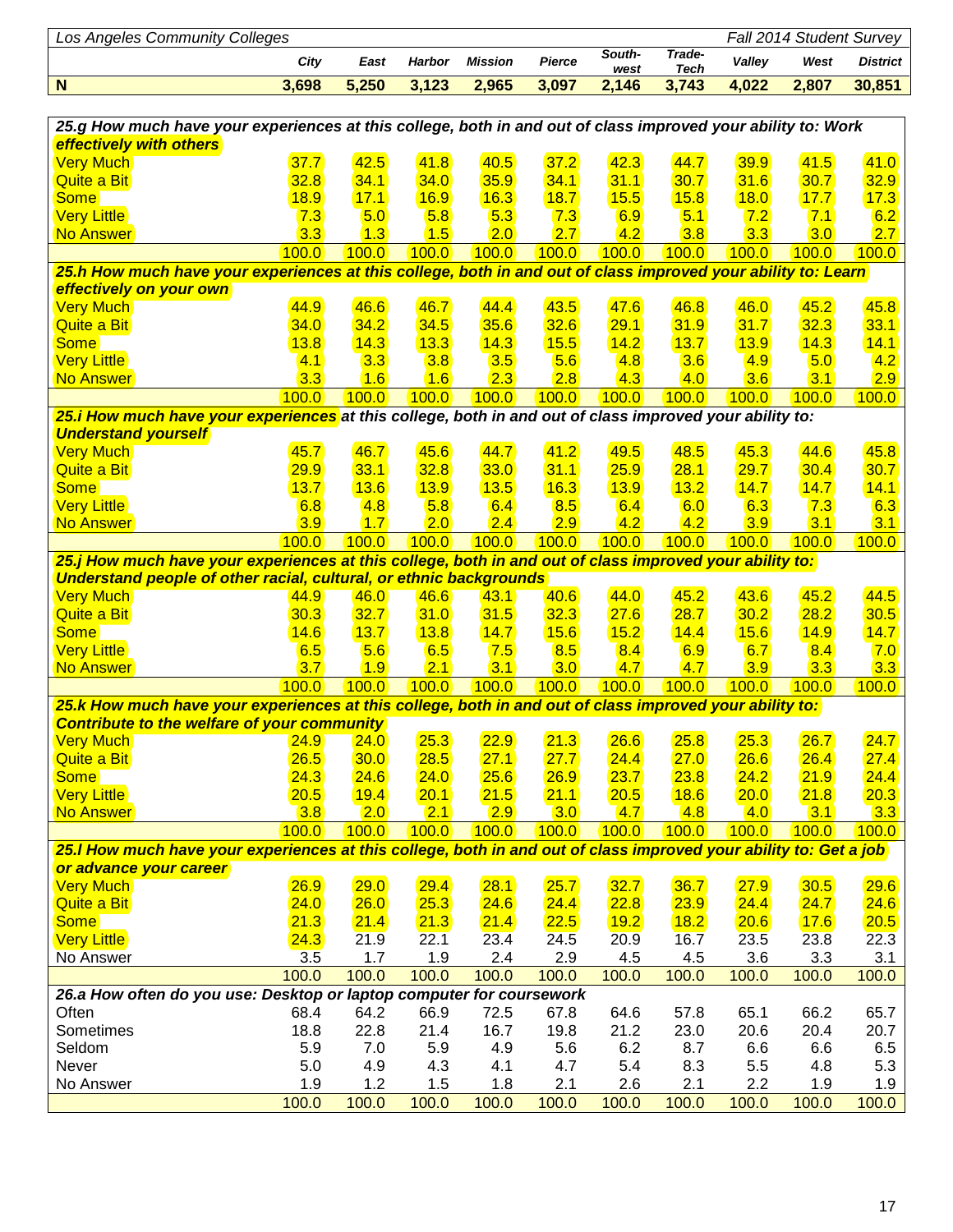| Los Angeles Community Colleges | | | | | | | | | | Fall 2014 Student Survey |
|---|---|---|---|---|---|---|---|---|---|---|
| | City | East | Harbor | Mission | Pierce | South-west | Trade-Tech | Valley | West | District |
| N | 3,698 | 5,250 | 3,123 | 2,965 | 3,097 | 2,146 | 3,743 | 4,022 | 2,807 | 30,851 |
| **25.g How much have your experiences at this college, both in and out of class improved your ability to: Work effectively with others** | | | | | | | | | | |
| Very Much | 37.7 | 42.5 | 41.8 | 40.5 | 37.2 | 42.3 | 44.7 | 39.9 | 41.5 | 41.0 |
| Quite a Bit | 32.8 | 34.1 | 34.0 | 35.9 | 34.1 | 31.1 | 30.7 | 31.6 | 30.7 | 32.9 |
| Some | 18.9 | 17.1 | 16.9 | 16.3 | 18.7 | 15.5 | 15.8 | 18.0 | 17.7 | 17.3 |
| Very Little | 7.3 | 5.0 | 5.8 | 5.3 | 7.3 | 6.9 | 5.1 | 7.2 | 7.1 | 6.2 |
| No Answer | 3.3 | 1.3 | 1.5 | 2.0 | 2.7 | 4.2 | 3.8 | 3.3 | 3.0 | 2.7 |
| | 100.0 | 100.0 | 100.0 | 100.0 | 100.0 | 100.0 | 100.0 | 100.0 | 100.0 | 100.0 |
| **25.h How much have your experiences at this college, both in and out of class improved your ability to: Learn effectively on your own** | | | | | | | | | | |
| Very Much | 44.9 | 46.6 | 46.7 | 44.4 | 43.5 | 47.6 | 46.8 | 46.0 | 45.2 | 45.8 |
| Quite a Bit | 34.0 | 34.2 | 34.5 | 35.6 | 32.6 | 29.1 | 31.9 | 31.7 | 32.3 | 33.1 |
| Some | 13.8 | 14.3 | 13.3 | 14.3 | 15.5 | 14.2 | 13.7 | 13.9 | 14.3 | 14.1 |
| Very Little | 4.1 | 3.3 | 3.8 | 3.5 | 5.6 | 4.8 | 3.6 | 4.9 | 5.0 | 4.2 |
| No Answer | 3.3 | 1.6 | 1.6 | 2.3 | 2.8 | 4.3 | 4.0 | 3.6 | 3.1 | 2.9 |
| | 100.0 | 100.0 | 100.0 | 100.0 | 100.0 | 100.0 | 100.0 | 100.0 | 100.0 | 100.0 |
| **25.i How much have your experiences at this college, both in and out of class improved your ability to: Understand yourself** | | | | | | | | | | |
| Very Much | 45.7 | 46.7 | 45.6 | 44.7 | 41.2 | 49.5 | 48.5 | 45.3 | 44.6 | 45.8 |
| Quite a Bit | 29.9 | 33.1 | 32.8 | 33.0 | 31.1 | 25.9 | 28.1 | 29.7 | 30.4 | 30.7 |
| Some | 13.7 | 13.6 | 13.9 | 13.5 | 16.3 | 13.9 | 13.2 | 14.7 | 14.7 | 14.1 |
| Very Little | 6.8 | 4.8 | 5.8 | 6.4 | 8.5 | 6.4 | 6.0 | 6.3 | 7.3 | 6.3 |
| No Answer | 3.9 | 1.7 | 2.0 | 2.4 | 2.9 | 4.2 | 4.2 | 3.9 | 3.1 | 3.1 |
| | 100.0 | 100.0 | 100.0 | 100.0 | 100.0 | 100.0 | 100.0 | 100.0 | 100.0 | 100.0 |
| **25.j How much have your experiences at this college, both in and out of class improved your ability to: Understand people of other racial, cultural, or ethnic backgrounds** | | | | | | | | | | |
| Very Much | 44.9 | 46.0 | 46.6 | 43.1 | 40.6 | 44.0 | 45.2 | 43.6 | 45.2 | 44.5 |
| Quite a Bit | 30.3 | 32.7 | 31.0 | 31.5 | 32.3 | 27.6 | 28.7 | 30.2 | 28.2 | 30.5 |
| Some | 14.6 | 13.7 | 13.8 | 14.7 | 15.6 | 15.2 | 14.4 | 15.6 | 14.9 | 14.7 |
| Very Little | 6.5 | 5.6 | 6.5 | 7.5 | 8.5 | 8.4 | 6.9 | 6.7 | 8.4 | 7.0 |
| No Answer | 3.7 | 1.9 | 2.1 | 3.1 | 3.0 | 4.7 | 4.7 | 3.9 | 3.3 | 3.3 |
| | 100.0 | 100.0 | 100.0 | 100.0 | 100.0 | 100.0 | 100.0 | 100.0 | 100.0 | 100.0 |
| **25.k How much have your experiences at this college, both in and out of class improved your ability to: Contribute to the welfare of your community** | | | | | | | | | | |
| Very Much | 24.9 | 24.0 | 25.3 | 22.9 | 21.3 | 26.6 | 25.8 | 25.3 | 26.7 | 24.7 |
| Quite a Bit | 26.5 | 30.0 | 28.5 | 27.1 | 27.7 | 24.4 | 27.0 | 26.6 | 26.4 | 27.4 |
| Some | 24.3 | 24.6 | 24.0 | 25.6 | 26.9 | 23.7 | 23.8 | 24.2 | 21.9 | 24.4 |
| Very Little | 20.5 | 19.4 | 20.1 | 21.5 | 21.1 | 20.5 | 18.6 | 20.0 | 21.8 | 20.3 |
| No Answer | 3.8 | 2.0 | 2.1 | 2.9 | 3.0 | 4.7 | 4.8 | 4.0 | 3.1 | 3.3 |
| | 100.0 | 100.0 | 100.0 | 100.0 | 100.0 | 100.0 | 100.0 | 100.0 | 100.0 | 100.0 |
| **25.l How much have your experiences at this college, both in and out of class improved your ability to: Get a job or advance your career** | | | | | | | | | | |
| Very Much | 26.9 | 29.0 | 29.4 | 28.1 | 25.7 | 32.7 | 36.7 | 27.9 | 30.5 | 29.6 |
| Quite a Bit | 24.0 | 26.0 | 25.3 | 24.6 | 24.4 | 22.8 | 23.9 | 24.4 | 24.7 | 24.6 |
| Some | 21.3 | 21.4 | 21.3 | 21.4 | 22.5 | 19.2 | 18.2 | 20.6 | 17.6 | 20.5 |
| Very Little | 24.3 | 21.9 | 22.1 | 23.4 | 24.5 | 20.9 | 16.7 | 23.5 | 23.8 | 22.3 |
| No Answer | 3.5 | 1.7 | 1.9 | 2.4 | 2.9 | 4.5 | 4.5 | 3.6 | 3.3 | 3.1 |
| | 100.0 | 100.0 | 100.0 | 100.0 | 100.0 | 100.0 | 100.0 | 100.0 | 100.0 | 100.0 |
| **26.a How often do you use: Desktop or laptop computer for coursework** | | | | | | | | | | |
| Often | 68.4 | 64.2 | 66.9 | 72.5 | 67.8 | 64.6 | 57.8 | 65.1 | 66.2 | 65.7 |
| Sometimes | 18.8 | 22.8 | 21.4 | 16.7 | 19.8 | 21.2 | 23.0 | 20.6 | 20.4 | 20.7 |
| Seldom | 5.9 | 7.0 | 5.9 | 4.9 | 5.6 | 6.2 | 8.7 | 6.6 | 6.6 | 6.5 |
| Never | 5.0 | 4.9 | 4.3 | 4.1 | 4.7 | 5.4 | 8.3 | 5.5 | 4.8 | 5.3 |
| No Answer | 1.9 | 1.2 | 1.5 | 1.8 | 2.1 | 2.6 | 2.1 | 2.2 | 1.9 | 1.9 |
| | 100.0 | 100.0 | 100.0 | 100.0 | 100.0 | 100.0 | 100.0 | 100.0 | 100.0 | 100.0 |